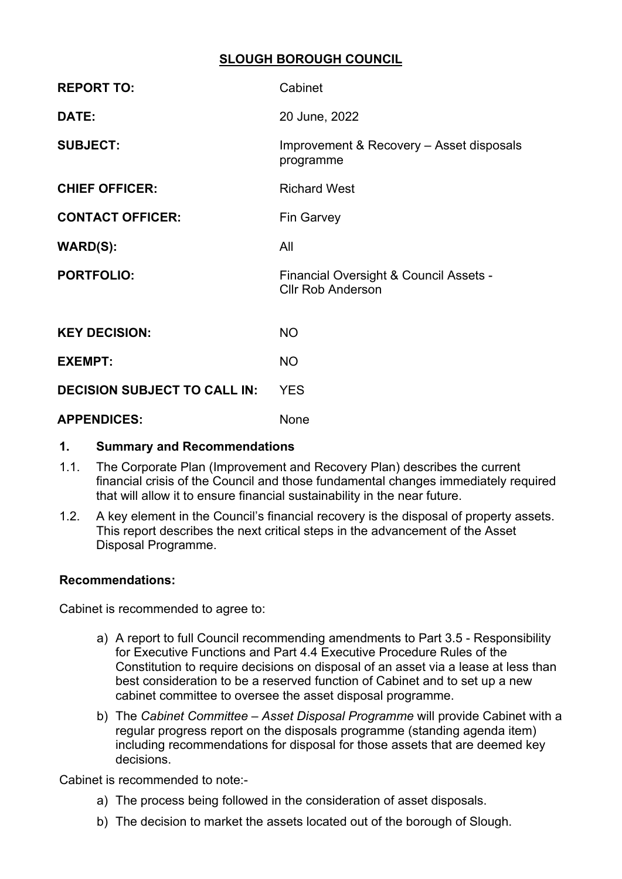# SLOUGH BOROUGH COUNCIL

| | |
|---|---|
| **REPORT TO:** | Cabinet |
| **DATE:** | 20 June, 2022 |
| **SUBJECT:** | Improvement & Recovery – Asset disposals programme |
| **CHIEF OFFICER:** | Richard West |
| **CONTACT OFFICER:** | Fin Garvey |
| **WARD(S):** | All |
| **PORTFOLIO:** | Financial Oversight & Council Assets - Cllr Rob Anderson |
| **KEY DECISION:** | NO |
| **EXEMPT:** | NO |
| **DECISION SUBJECT TO CALL IN:** | YES |
| **APPENDICES:** | None |

## 1. Summary and Recommendations

1.1. The Corporate Plan (Improvement and Recovery Plan) describes the current financial crisis of the Council and those fundamental changes immediately required that will allow it to ensure financial sustainability in the near future.

1.2. A key element in the Council's financial recovery is the disposal of property assets. This report describes the next critical steps in the advancement of the Asset Disposal Programme.

### Recommendations:

Cabinet is recommended to agree to:

a) A report to full Council recommending amendments to Part 3.5 - Responsibility for Executive Functions and Part 4.4 Executive Procedure Rules of the Constitution to require decisions on disposal of an asset via a lease at less than best consideration to be a reserved function of Cabinet and to set up a new cabinet committee to oversee the asset disposal programme.

b) The *Cabinet Committee – Asset Disposal Programme* will provide Cabinet with a regular progress report on the disposals programme (standing agenda item) including recommendations for disposal for those assets that are deemed key decisions.

Cabinet is recommended to note:-

a) The process being followed in the consideration of asset disposals.

b) The decision to market the assets located out of the borough of Slough.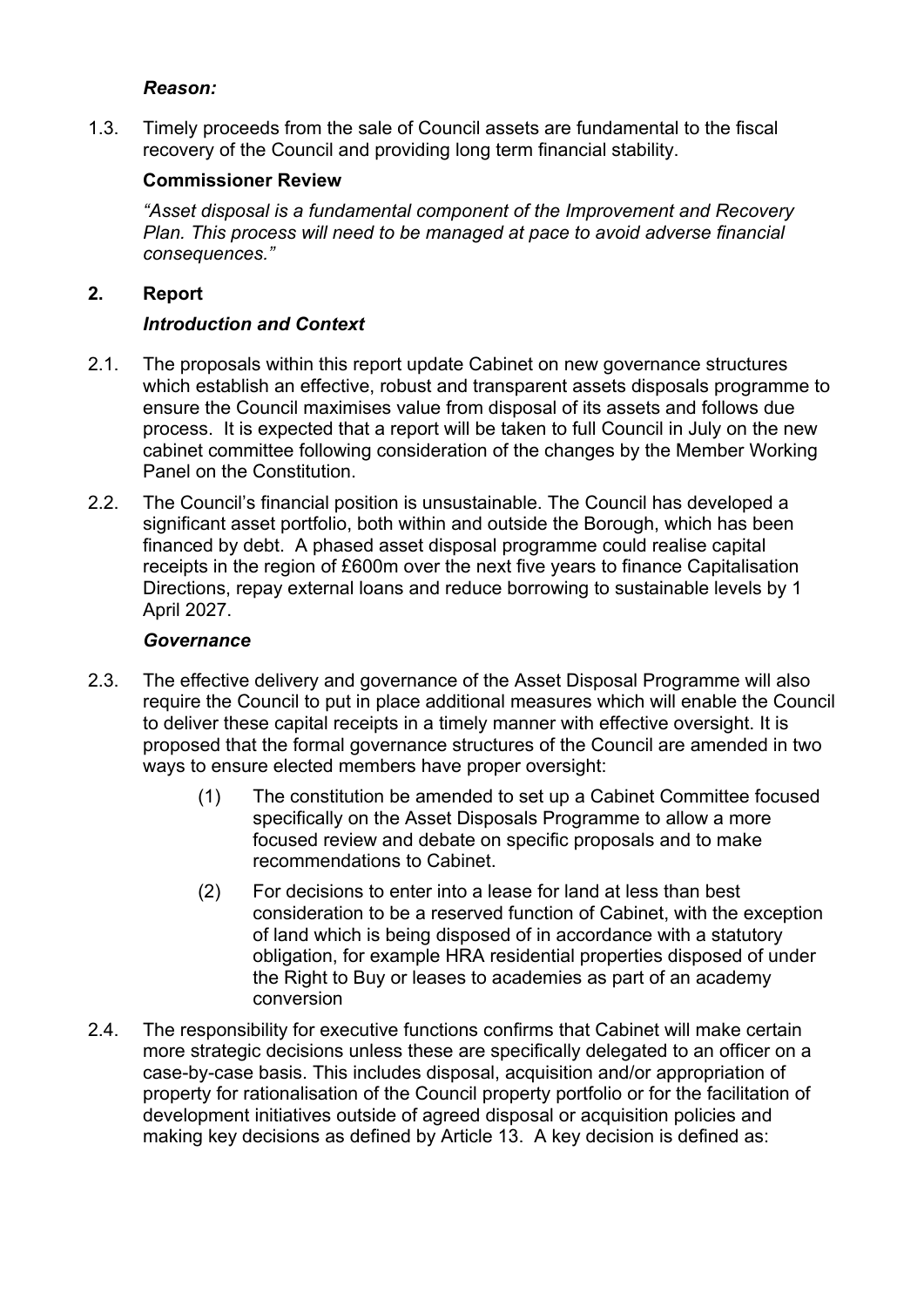***Reason:***

1.3. Timely proceeds from the sale of Council assets are fundamental to the fiscal recovery of the Council and providing long term financial stability.

**Commissioner Review**

*"Asset disposal is a fundamental component of the Improvement and Recovery Plan. This process will need to be managed at pace to avoid adverse financial consequences."*

## 2. Report

***Introduction and Context***

2.1. The proposals within this report update Cabinet on new governance structures which establish an effective, robust and transparent assets disposals programme to ensure the Council maximises value from disposal of its assets and follows due process. It is expected that a report will be taken to full Council in July on the new cabinet committee following consideration of the changes by the Member Working Panel on the Constitution.

2.2. The Council's financial position is unsustainable. The Council has developed a significant asset portfolio, both within and outside the Borough, which has been financed by debt. A phased asset disposal programme could realise capital receipts in the region of £600m over the next five years to finance Capitalisation Directions, repay external loans and reduce borrowing to sustainable levels by 1 April 2027.

***Governance***

2.3. The effective delivery and governance of the Asset Disposal Programme will also require the Council to put in place additional measures which will enable the Council to deliver these capital receipts in a timely manner with effective oversight. It is proposed that the formal governance structures of the Council are amended in two ways to ensure elected members have proper oversight:

(1) The constitution be amended to set up a Cabinet Committee focused specifically on the Asset Disposals Programme to allow a more focused review and debate on specific proposals and to make recommendations to Cabinet.

(2) For decisions to enter into a lease for land at less than best consideration to be a reserved function of Cabinet, with the exception of land which is being disposed of in accordance with a statutory obligation, for example HRA residential properties disposed of under the Right to Buy or leases to academies as part of an academy conversion

2.4. The responsibility for executive functions confirms that Cabinet will make certain more strategic decisions unless these are specifically delegated to an officer on a case-by-case basis. This includes disposal, acquisition and/or appropriation of property for rationalisation of the Council property portfolio or for the facilitation of development initiatives outside of agreed disposal or acquisition policies and making key decisions as defined by Article 13. A key decision is defined as: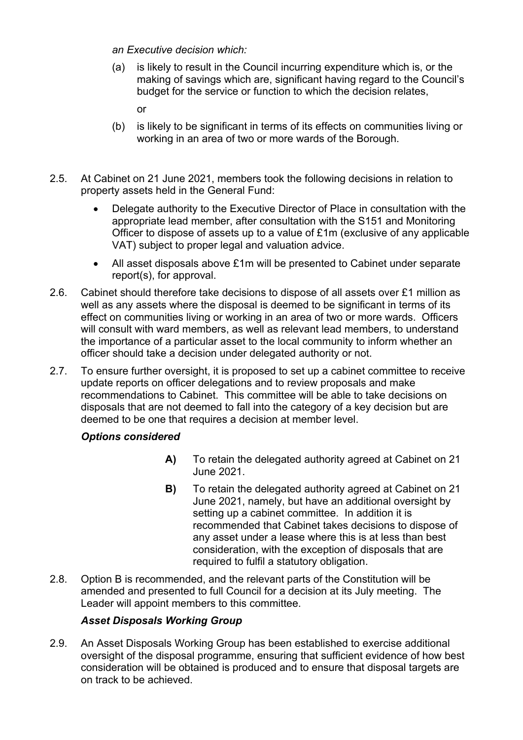*an Executive decision which:*

(a) is likely to result in the Council incurring expenditure which is, or the making of savings which are, significant having regard to the Council's budget for the service or function to which the decision relates,

or

(b) is likely to be significant in terms of its effects on communities living or working in an area of two or more wards of the Borough.

2.5. At Cabinet on 21 June 2021, members took the following decisions in relation to property assets held in the General Fund:

- Delegate authority to the Executive Director of Place in consultation with the appropriate lead member, after consultation with the S151 and Monitoring Officer to dispose of assets up to a value of £1m (exclusive of any applicable VAT) subject to proper legal and valuation advice.
- All asset disposals above £1m will be presented to Cabinet under separate report(s), for approval.

2.6. Cabinet should therefore take decisions to dispose of all assets over £1 million as well as any assets where the disposal is deemed to be significant in terms of its effect on communities living or working in an area of two or more wards. Officers will consult with ward members, as well as relevant lead members, to understand the importance of a particular asset to the local community to inform whether an officer should take a decision under delegated authority or not.

2.7. To ensure further oversight, it is proposed to set up a cabinet committee to receive update reports on officer delegations and to review proposals and make recommendations to Cabinet. This committee will be able to take decisions on disposals that are not deemed to fall into the category of a key decision but are deemed to be one that requires a decision at member level.

***Options considered***

**A)** To retain the delegated authority agreed at Cabinet on 21 June 2021.

**B)** To retain the delegated authority agreed at Cabinet on 21 June 2021, namely, but have an additional oversight by setting up a cabinet committee. In addition it is recommended that Cabinet takes decisions to dispose of any asset under a lease where this is at less than best consideration, with the exception of disposals that are required to fulfil a statutory obligation.

2.8. Option B is recommended, and the relevant parts of the Constitution will be amended and presented to full Council for a decision at its July meeting. The Leader will appoint members to this committee.

***Asset Disposals Working Group***

2.9. An Asset Disposals Working Group has been established to exercise additional oversight of the disposal programme, ensuring that sufficient evidence of how best consideration will be obtained is produced and to ensure that disposal targets are on track to be achieved.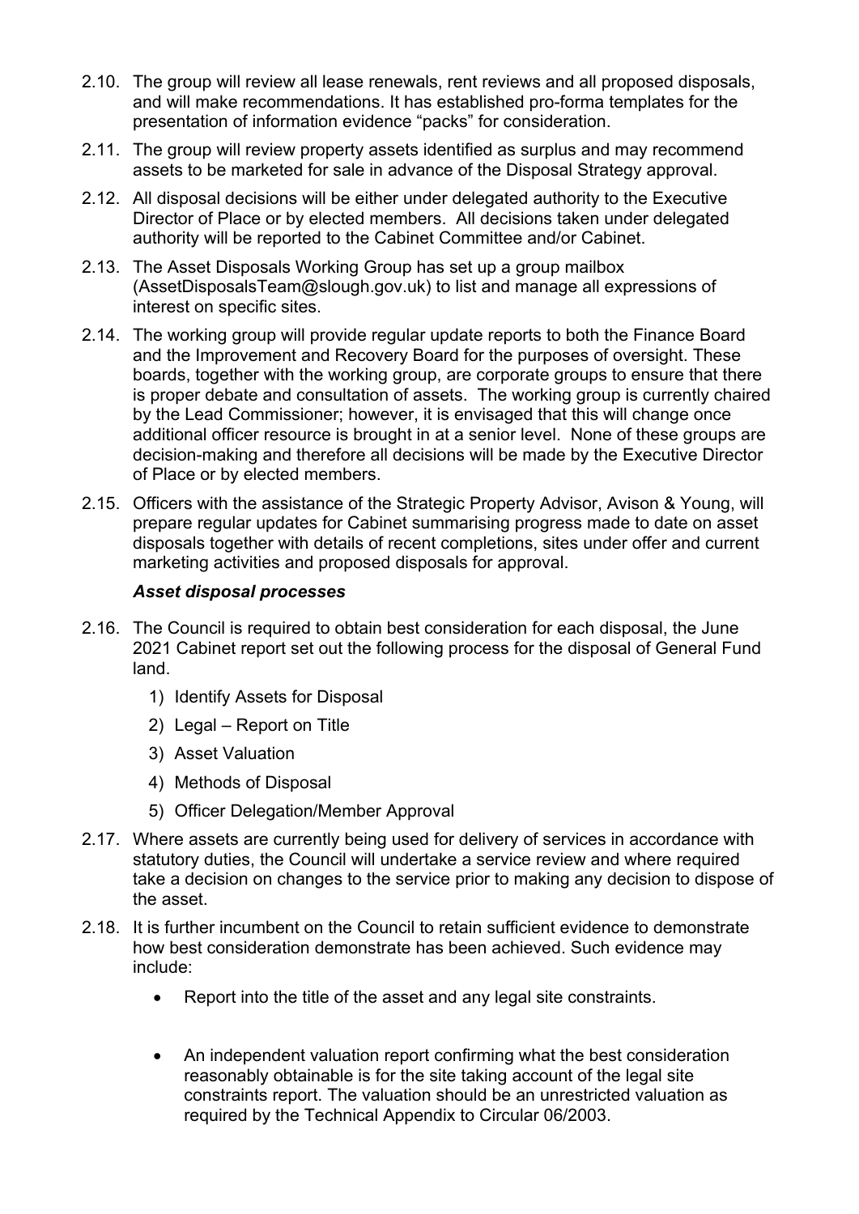2.10. The group will review all lease renewals, rent reviews and all proposed disposals, and will make recommendations. It has established pro-forma templates for the presentation of information evidence "packs" for consideration.

2.11. The group will review property assets identified as surplus and may recommend assets to be marketed for sale in advance of the Disposal Strategy approval.

2.12. All disposal decisions will be either under delegated authority to the Executive Director of Place or by elected members. All decisions taken under delegated authority will be reported to the Cabinet Committee and/or Cabinet.

2.13. The Asset Disposals Working Group has set up a group mailbox (AssetDisposalsTeam@slough.gov.uk) to list and manage all expressions of interest on specific sites.

2.14. The working group will provide regular update reports to both the Finance Board and the Improvement and Recovery Board for the purposes of oversight. These boards, together with the working group, are corporate groups to ensure that there is proper debate and consultation of assets. The working group is currently chaired by the Lead Commissioner; however, it is envisaged that this will change once additional officer resource is brought in at a senior level. None of these groups are decision-making and therefore all decisions will be made by the Executive Director of Place or by elected members.

2.15. Officers with the assistance of the Strategic Property Advisor, Avison & Young, will prepare regular updates for Cabinet summarising progress made to date on asset disposals together with details of recent completions, sites under offer and current marketing activities and proposed disposals for approval.

***Asset disposal processes***

2.16. The Council is required to obtain best consideration for each disposal, the June 2021 Cabinet report set out the following process for the disposal of General Fund land.

1) Identify Assets for Disposal
2) Legal – Report on Title
3) Asset Valuation
4) Methods of Disposal
5) Officer Delegation/Member Approval

2.17. Where assets are currently being used for delivery of services in accordance with statutory duties, the Council will undertake a service review and where required take a decision on changes to the service prior to making any decision to dispose of the asset.

2.18. It is further incumbent on the Council to retain sufficient evidence to demonstrate how best consideration demonstrate has been achieved. Such evidence may include:

- Report into the title of the asset and any legal site constraints.

- An independent valuation report confirming what the best consideration reasonably obtainable is for the site taking account of the legal site constraints report. The valuation should be an unrestricted valuation as required by the Technical Appendix to Circular 06/2003.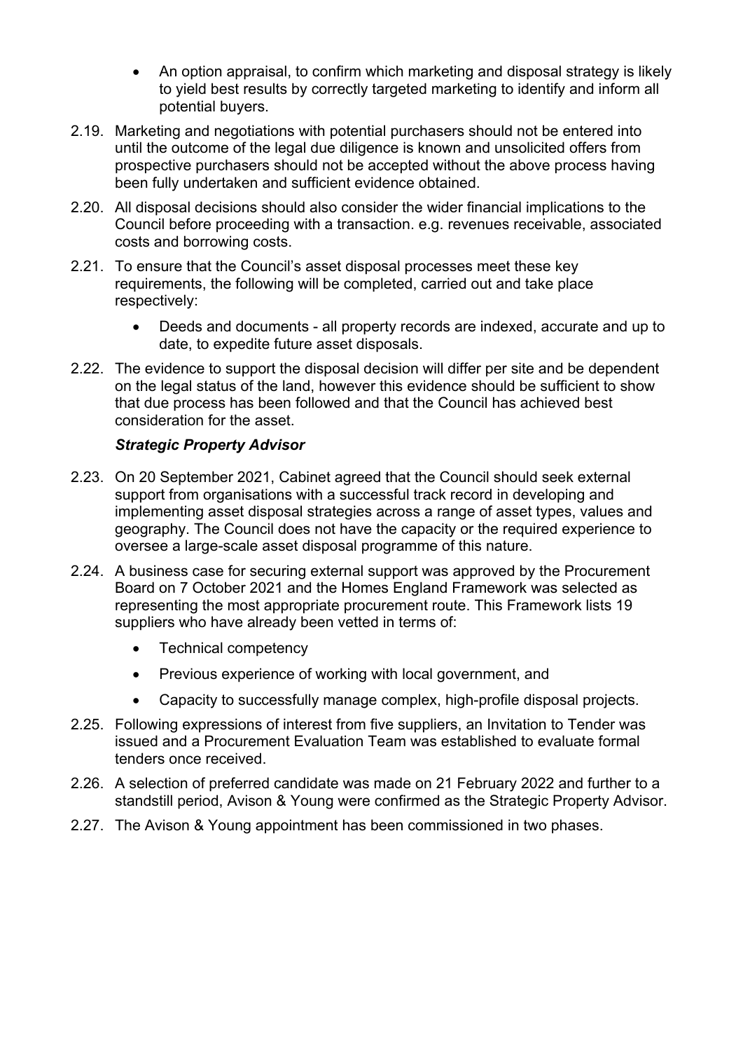- An option appraisal, to confirm which marketing and disposal strategy is likely to yield best results by correctly targeted marketing to identify and inform all potential buyers.

2.19. Marketing and negotiations with potential purchasers should not be entered into until the outcome of the legal due diligence is known and unsolicited offers from prospective purchasers should not be accepted without the above process having been fully undertaken and sufficient evidence obtained.

2.20. All disposal decisions should also consider the wider financial implications to the Council before proceeding with a transaction. e.g. revenues receivable, associated costs and borrowing costs.

2.21. To ensure that the Council's asset disposal processes meet these key requirements, the following will be completed, carried out and take place respectively:

- Deeds and documents - all property records are indexed, accurate and up to date, to expedite future asset disposals.

2.22. The evidence to support the disposal decision will differ per site and be dependent on the legal status of the land, however this evidence should be sufficient to show that due process has been followed and that the Council has achieved best consideration for the asset.

***Strategic Property Advisor***

2.23. On 20 September 2021, Cabinet agreed that the Council should seek external support from organisations with a successful track record in developing and implementing asset disposal strategies across a range of asset types, values and geography. The Council does not have the capacity or the required experience to oversee a large-scale asset disposal programme of this nature.

2.24. A business case for securing external support was approved by the Procurement Board on 7 October 2021 and the Homes England Framework was selected as representing the most appropriate procurement route. This Framework lists 19 suppliers who have already been vetted in terms of:

- Technical competency
- Previous experience of working with local government, and
- Capacity to successfully manage complex, high-profile disposal projects.

2.25. Following expressions of interest from five suppliers, an Invitation to Tender was issued and a Procurement Evaluation Team was established to evaluate formal tenders once received.

2.26. A selection of preferred candidate was made on 21 February 2022 and further to a standstill period, Avison & Young were confirmed as the Strategic Property Advisor.

2.27. The Avison & Young appointment has been commissioned in two phases.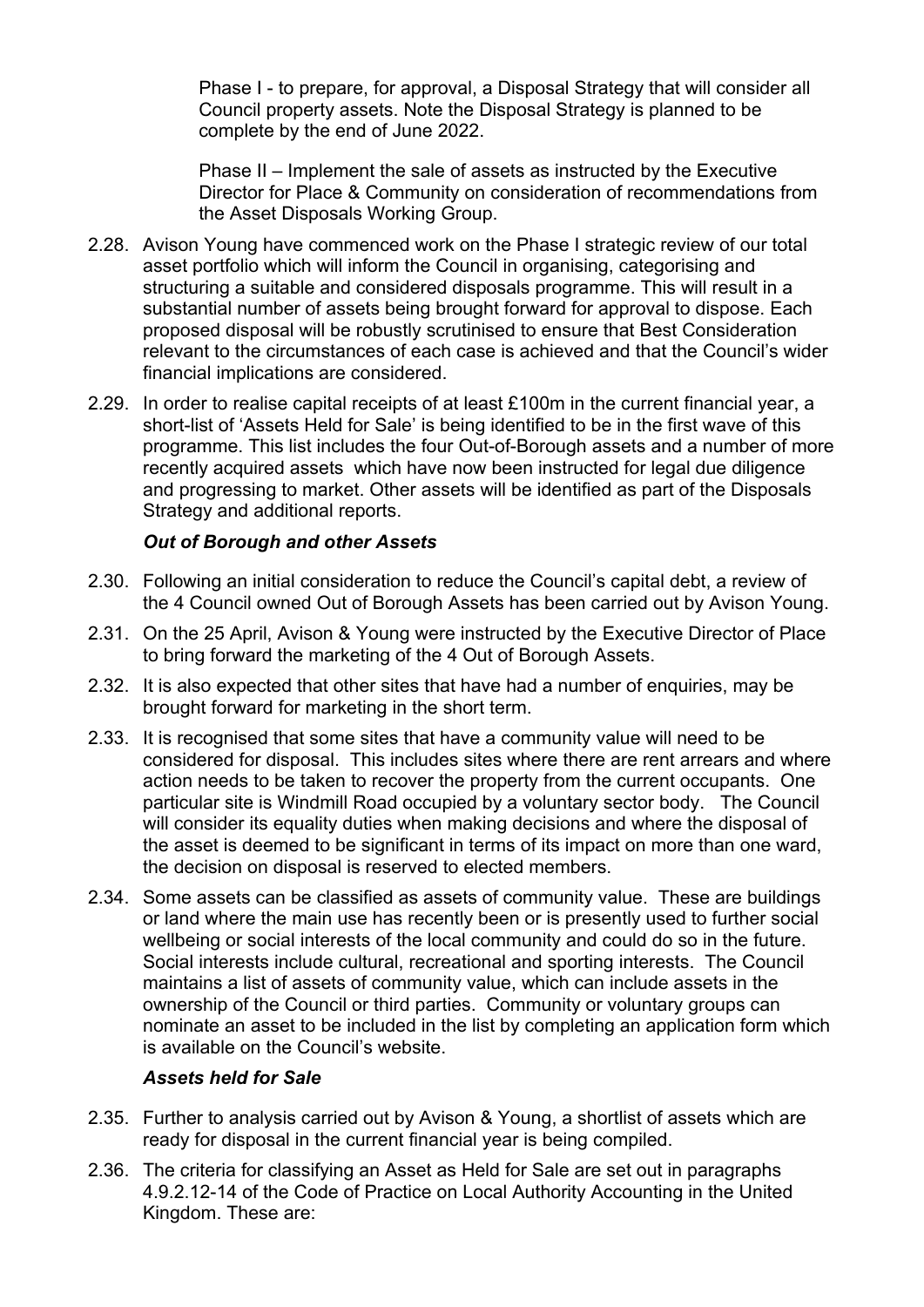Phase I - to prepare, for approval, a Disposal Strategy that will consider all Council property assets. Note the Disposal Strategy is planned to be complete by the end of June 2022.

Phase II – Implement the sale of assets as instructed by the Executive Director for Place & Community on consideration of recommendations from the Asset Disposals Working Group.

2.28. Avison Young have commenced work on the Phase I strategic review of our total asset portfolio which will inform the Council in organising, categorising and structuring a suitable and considered disposals programme. This will result in a substantial number of assets being brought forward for approval to dispose. Each proposed disposal will be robustly scrutinised to ensure that Best Consideration relevant to the circumstances of each case is achieved and that the Council's wider financial implications are considered.

2.29. In order to realise capital receipts of at least £100m in the current financial year, a short-list of 'Assets Held for Sale' is being identified to be in the first wave of this programme. This list includes the four Out-of-Borough assets and a number of more recently acquired assets which have now been instructed for legal due diligence and progressing to market. Other assets will be identified as part of the Disposals Strategy and additional reports.

***Out of Borough and other Assets***

2.30. Following an initial consideration to reduce the Council's capital debt, a review of the 4 Council owned Out of Borough Assets has been carried out by Avison Young.

2.31. On the 25 April, Avison & Young were instructed by the Executive Director of Place to bring forward the marketing of the 4 Out of Borough Assets.

2.32. It is also expected that other sites that have had a number of enquiries, may be brought forward for marketing in the short term.

2.33. It is recognised that some sites that have a community value will need to be considered for disposal. This includes sites where there are rent arrears and where action needs to be taken to recover the property from the current occupants. One particular site is Windmill Road occupied by a voluntary sector body. The Council will consider its equality duties when making decisions and where the disposal of the asset is deemed to be significant in terms of its impact on more than one ward, the decision on disposal is reserved to elected members.

2.34. Some assets can be classified as assets of community value. These are buildings or land where the main use has recently been or is presently used to further social wellbeing or social interests of the local community and could do so in the future. Social interests include cultural, recreational and sporting interests. The Council maintains a list of assets of community value, which can include assets in the ownership of the Council or third parties. Community or voluntary groups can nominate an asset to be included in the list by completing an application form which is available on the Council's website.

***Assets held for Sale***

2.35. Further to analysis carried out by Avison & Young, a shortlist of assets which are ready for disposal in the current financial year is being compiled.

2.36. The criteria for classifying an Asset as Held for Sale are set out in paragraphs 4.9.2.12-14 of the Code of Practice on Local Authority Accounting in the United Kingdom. These are: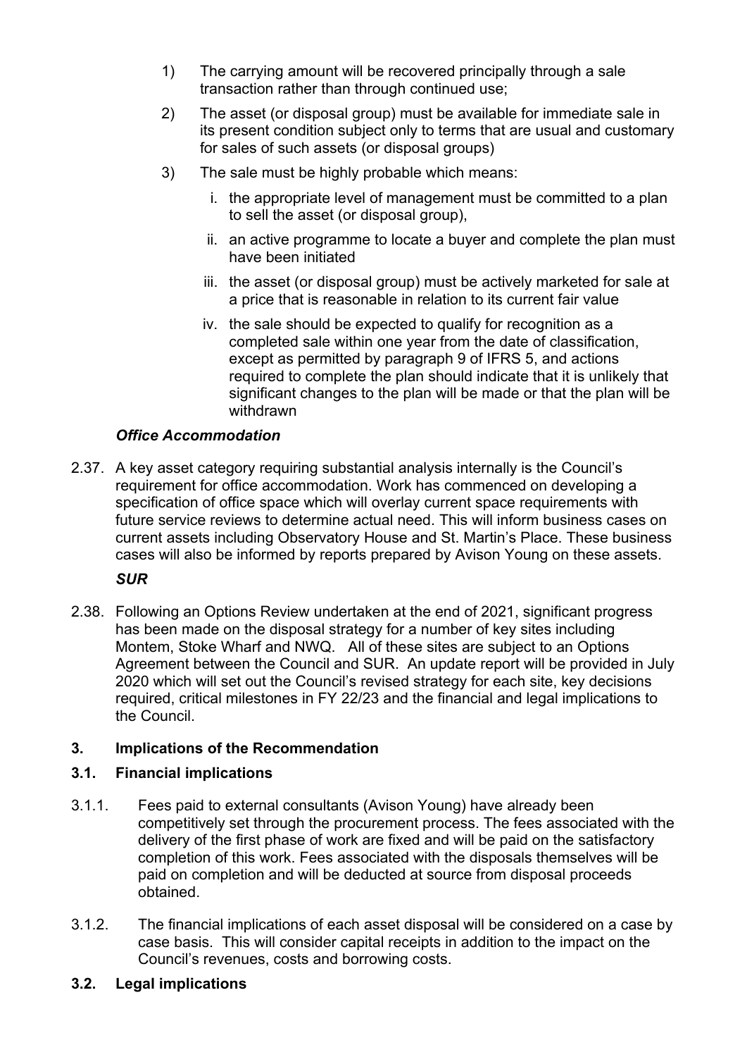1) The carrying amount will be recovered principally through a sale transaction rather than through continued use;

2) The asset (or disposal group) must be available for immediate sale in its present condition subject only to terms that are usual and customary for sales of such assets (or disposal groups)

3) The sale must be highly probable which means:

   i. the appropriate level of management must be committed to a plan to sell the asset (or disposal group),

   ii. an active programme to locate a buyer and complete the plan must have been initiated

   iii. the asset (or disposal group) must be actively marketed for sale at a price that is reasonable in relation to its current fair value

   iv. the sale should be expected to qualify for recognition as a completed sale within one year from the date of classification, except as permitted by paragraph 9 of IFRS 5, and actions required to complete the plan should indicate that it is unlikely that significant changes to the plan will be made or that the plan will be withdrawn

***Office Accommodation***

2.37. A key asset category requiring substantial analysis internally is the Council's requirement for office accommodation. Work has commenced on developing a specification of office space which will overlay current space requirements with future service reviews to determine actual need. This will inform business cases on current assets including Observatory House and St. Martin's Place. These business cases will also be informed by reports prepared by Avison Young on these assets.

***SUR***

2.38. Following an Options Review undertaken at the end of 2021, significant progress has been made on the disposal strategy for a number of key sites including Montem, Stoke Wharf and NWQ. All of these sites are subject to an Options Agreement between the Council and SUR. An update report will be provided in July 2020 which will set out the Council's revised strategy for each site, key decisions required, critical milestones in FY 22/23 and the financial and legal implications to the Council.

## 3. Implications of the Recommendation

### 3.1. Financial implications

3.1.1. Fees paid to external consultants (Avison Young) have already been competitively set through the procurement process. The fees associated with the delivery of the first phase of work are fixed and will be paid on the satisfactory completion of this work. Fees associated with the disposals themselves will be paid on completion and will be deducted at source from disposal proceeds obtained.

3.1.2. The financial implications of each asset disposal will be considered on a case by case basis. This will consider capital receipts in addition to the impact on the Council's revenues, costs and borrowing costs.

### 3.2. Legal implications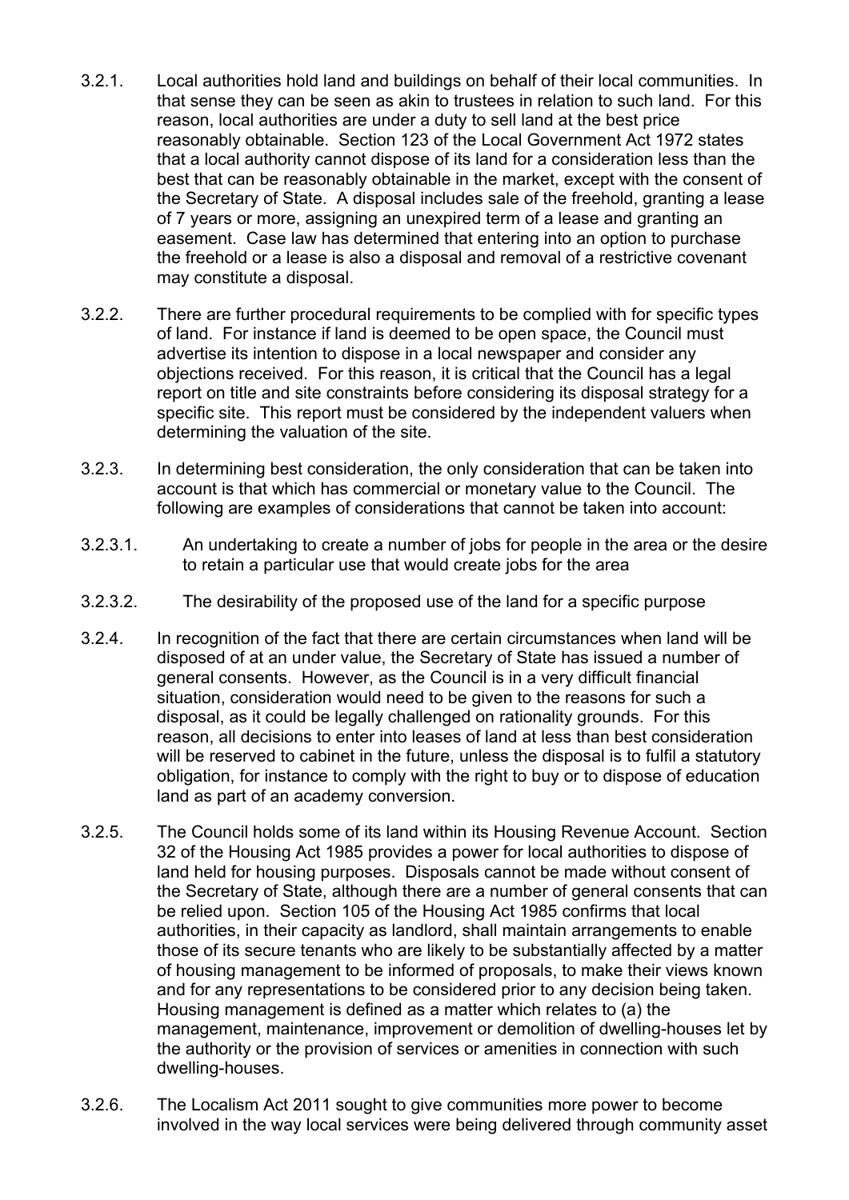3.2.1. Local authorities hold land and buildings on behalf of their local communities. In that sense they can be seen as akin to trustees in relation to such land. For this reason, local authorities are under a duty to sell land at the best price reasonably obtainable. Section 123 of the Local Government Act 1972 states that a local authority cannot dispose of its land for a consideration less than the best that can be reasonably obtainable in the market, except with the consent of the Secretary of State. A disposal includes sale of the freehold, granting a lease of 7 years or more, assigning an unexpired term of a lease and granting an easement. Case law has determined that entering into an option to purchase the freehold or a lease is also a disposal and removal of a restrictive covenant may constitute a disposal.

3.2.2. There are further procedural requirements to be complied with for specific types of land. For instance if land is deemed to be open space, the Council must advertise its intention to dispose in a local newspaper and consider any objections received. For this reason, it is critical that the Council has a legal report on title and site constraints before considering its disposal strategy for a specific site. This report must be considered by the independent valuers when determining the valuation of the site.

3.2.3. In determining best consideration, the only consideration that can be taken into account is that which has commercial or monetary value to the Council. The following are examples of considerations that cannot be taken into account:

3.2.3.1. An undertaking to create a number of jobs for people in the area or the desire to retain a particular use that would create jobs for the area

3.2.3.2. The desirability of the proposed use of the land for a specific purpose

3.2.4. In recognition of the fact that there are certain circumstances when land will be disposed of at an under value, the Secretary of State has issued a number of general consents. However, as the Council is in a very difficult financial situation, consideration would need to be given to the reasons for such a disposal, as it could be legally challenged on rationality grounds. For this reason, all decisions to enter into leases of land at less than best consideration will be reserved to cabinet in the future, unless the disposal is to fulfil a statutory obligation, for instance to comply with the right to buy or to dispose of education land as part of an academy conversion.

3.2.5. The Council holds some of its land within its Housing Revenue Account. Section 32 of the Housing Act 1985 provides a power for local authorities to dispose of land held for housing purposes. Disposals cannot be made without consent of the Secretary of State, although there are a number of general consents that can be relied upon. Section 105 of the Housing Act 1985 confirms that local authorities, in their capacity as landlord, shall maintain arrangements to enable those of its secure tenants who are likely to be substantially affected by a matter of housing management to be informed of proposals, to make their views known and for any representations to be considered prior to any decision being taken. Housing management is defined as a matter which relates to (a) the management, maintenance, improvement or demolition of dwelling-houses let by the authority or the provision of services or amenities in connection with such dwelling-houses.

3.2.6. The Localism Act 2011 sought to give communities more power to become involved in the way local services were being delivered through community asset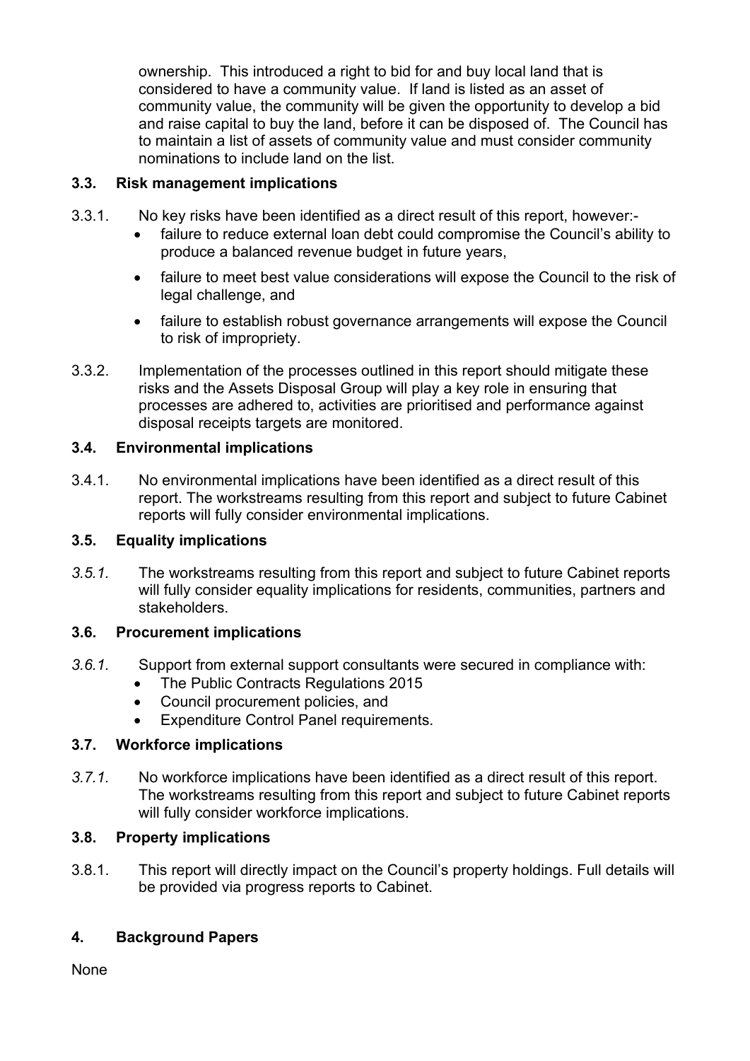ownership. This introduced a right to bid for and buy local land that is considered to have a community value. If land is listed as an asset of community value, the community will be given the opportunity to develop a bid and raise capital to buy the land, before it can be disposed of. The Council has to maintain a list of assets of community value and must consider community nominations to include land on the list.

### 3.3. Risk management implications

3.3.1. No key risks have been identified as a direct result of this report, however:-

- failure to reduce external loan debt could compromise the Council's ability to produce a balanced revenue budget in future years,
- failure to meet best value considerations will expose the Council to the risk of legal challenge, and
- failure to establish robust governance arrangements will expose the Council to risk of impropriety.

3.3.2. Implementation of the processes outlined in this report should mitigate these risks and the Assets Disposal Group will play a key role in ensuring that processes are adhered to, activities are prioritised and performance against disposal receipts targets are monitored.

### 3.4. Environmental implications

3.4.1. No environmental implications have been identified as a direct result of this report. The workstreams resulting from this report and subject to future Cabinet reports will fully consider environmental implications.

### 3.5. Equality implications

*3.5.1.* The workstreams resulting from this report and subject to future Cabinet reports will fully consider equality implications for residents, communities, partners and stakeholders.

### 3.6. Procurement implications

*3.6.1.* Support from external support consultants were secured in compliance with:

- The Public Contracts Regulations 2015
- Council procurement policies, and
- Expenditure Control Panel requirements.

### 3.7. Workforce implications

*3.7.1.* No workforce implications have been identified as a direct result of this report. The workstreams resulting from this report and subject to future Cabinet reports will fully consider workforce implications.

### 3.8. Property implications

3.8.1. This report will directly impact on the Council's property holdings. Full details will be provided via progress reports to Cabinet.

## 4. Background Papers

None